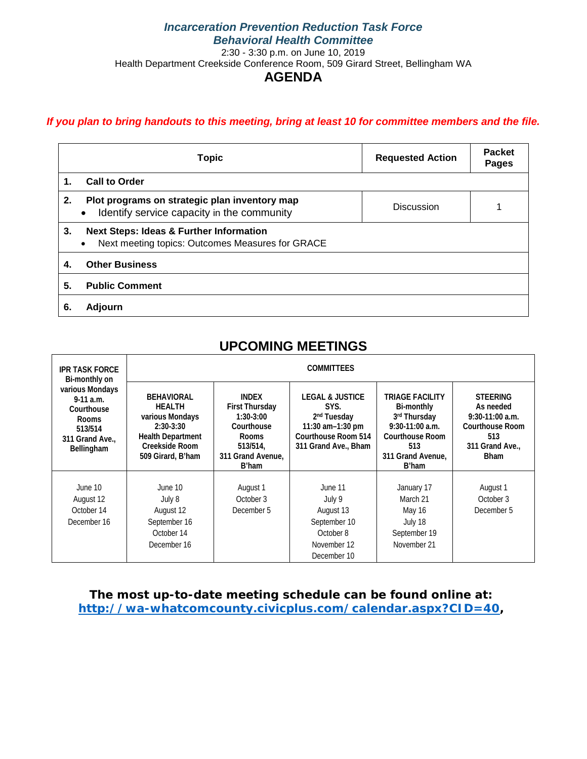***Incarceration Prevention Reduction Task Force***
***Behavioral Health Committee***

2:30 - 3:30 p.m. on June 10, 2019

Health Department Creekside Conference Room, 509 Girard Street, Bellingham WA

# AGENDA

***If you plan to bring handouts to this meeting, bring at least 10 for committee members and the file.***

| Topic | Requested Action | Packet Pages |
|---|---|---|
| **1. Call to Order** | | |
| **2. Plot programs on strategic plan inventory map**<br>• Identify service capacity in the community | Discussion | 1 |
| **3. Next Steps: Ideas & Further Information**<br>• Next meeting topics: Outcomes Measures for GRACE | | |
| **4. Other Business** | | |
| **5. Public Comment** | | |
| **6. Adjourn** | | |

## UPCOMING MEETINGS

| IPR TASK FORCE | COMMITTEES | | | | |
|---|---|---|---|---|---|
| **IPR TASK FORCE Bi-monthly on various Mondays 9-11 a.m. Courthouse Rooms 513/514 311 Grand Ave., Bellingham** | **BEHAVIORAL HEALTH various Mondays 2:30-3:30 Health Department Creekside Room 509 Girard, B'ham** | **INDEX First Thursday 1:30-3:00 Courthouse Rooms 513/514, 311 Grand Avenue, B'ham** | **LEGAL & JUSTICE SYS. 2nd Tuesday 11:30 am–1:30 pm Courthouse Room 514 311 Grand Ave., Bham** | **TRIAGE FACILITY Bi-monthly 3rd Thursday 9:30-11:00 a.m. Courthouse Room 513 311 Grand Avenue, B'ham** | **STEERING As needed 9:30-11:00 a.m. Courthouse Room 513 311 Grand Ave., Bham** |
| June 10<br>August 12<br>October 14<br>December 16 | June 10<br>July 8<br>August 12<br>September 16<br>October 14<br>December 16 | August 1<br>October 3<br>December 5 | June 11<br>July 9<br>August 13<br>September 10<br>October 8<br>November 12<br>December 10 | January 17<br>March 21<br>May 16<br>July 18<br>September 19<br>November 21 | August 1<br>October 3<br>December 5 |

**The most up-to-date meeting schedule can be found online at:**
**[http://wa-whatcomcounty.civicplus.com/calendar.aspx?CID=40](http://wa-whatcomcounty.civicplus.com/calendar.aspx?CID=40),**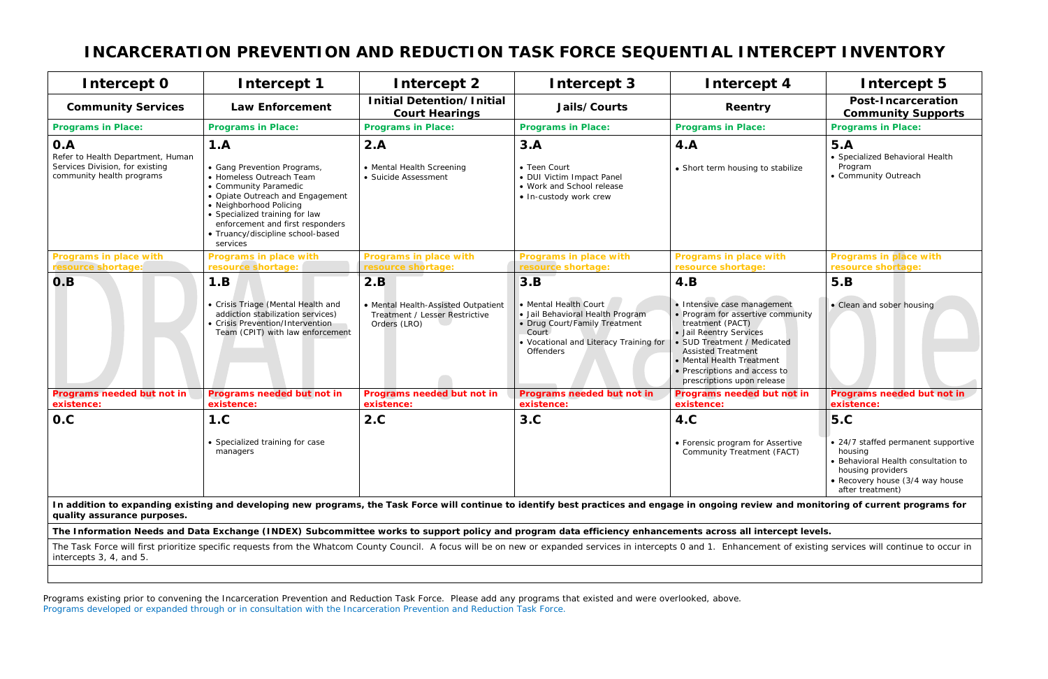# INCARCERATION PREVENTION AND REDUCTION TASK FORCE SEQUENTIAL INTERCEPT INVENTORY

| Intercept 0 | Intercept 1 | Intercept 2 | Intercept 3 | Intercept 4 | Intercept 5 |
|---|---|---|---|---|---|
| **Community Services** | **Law Enforcement** | **Initial Detention/Initial Court Hearings** | **Jails/Courts** | **Reentry** | **Post-Incarceration Community Supports** |
| **Programs in Place:** | **Programs in Place:** | **Programs in Place:** | **Programs in Place:** | **Programs in Place:** | **Programs in Place:** |
| **0.A**<br>Refer to Health Department, Human Services Division, for existing community health programs | **1.A**<br>• Gang Prevention Programs,<br>• Homeless Outreach Team<br>• Community Paramedic<br>• Opiate Outreach and Engagement<br>• Neighborhood Policing<br>• Specialized training for law enforcement and first responders<br>• Truancy/discipline school-based services | **2.A**<br>• Mental Health Screening<br>• Suicide Assessment | **3.A**<br>• Teen Court<br>• DUI Victim Impact Panel<br>• Work and School release<br>• In-custody work crew | **4.A**<br>• Short term housing to stabilize | **5.A**<br>• Specialized Behavioral Health Program<br>• Community Outreach |
| **Programs in place with resource shortage:** | **Programs in place with resource shortage:** | **Programs in place with resource shortage:** | **Programs in place with resource shortage:** | **Programs in place with resource shortage:** | **Programs in place with resource shortage:** |
| **0.B** | **1.B**<br>• Crisis Triage (Mental Health and addiction stabilization services)<br>• Crisis Prevention/Intervention Team (CPIT) with law enforcement | **2.B**<br>• Mental Health-Assisted Outpatient Treatment / Lesser Restrictive Orders (LRO) | **3.B**<br>• Mental Health Court<br>• Jail Behavioral Health Program<br>• Drug Court/Family Treatment Court<br>• Vocational and Literacy Training for Offenders | **4.B**<br>• Intensive case management<br>• Program for assertive community treatment (PACT)<br>• Jail Reentry Services<br>• SUD Treatment / Medicated Assisted Treatment<br>• Mental Health Treatment<br>• Prescriptions and access to prescriptions upon release | **5.B**<br>• Clean and sober housing |
| **Programs needed but not in existence:** | **Programs needed but not in existence:** | **Programs needed but not in existence:** | **Programs needed but not in existence:** | **Programs needed but not in existence:** | **Programs needed but not in existence:** |
| **0.C** | **1.C**<br>• Specialized training for case managers | **2.C** | **3.C** | **4.C**<br>• Forensic program for Assertive Community Treatment (FACT) | **5.C**<br>• 24/7 staffed permanent supportive housing<br>• Behavioral Health consultation to housing providers<br>• Recovery house (3/4 way house after treatment) |

**In addition to expanding existing and developing new programs, the Task Force will continue to identify best practices and engage in ongoing review and monitoring of current programs for quality assurance purposes.**

**The Information Needs and Data Exchange (INDEX) Subcommittee works to support policy and program data efficiency enhancements across all intercept levels.**

The Task Force will first prioritize specific requests from the Whatcom County Council. A focus will be on new or expanded services in intercepts 0 and 1. Enhancement of existing services will continue to occur in intercepts 3, 4, and 5.

Programs existing prior to convening the Incarceration Prevention and Reduction Task Force. Please add any programs that existed and were overlooked, above.

Programs developed or expanded through or in consultation with the Incarceration Prevention and Reduction Task Force.

DRAFT Example